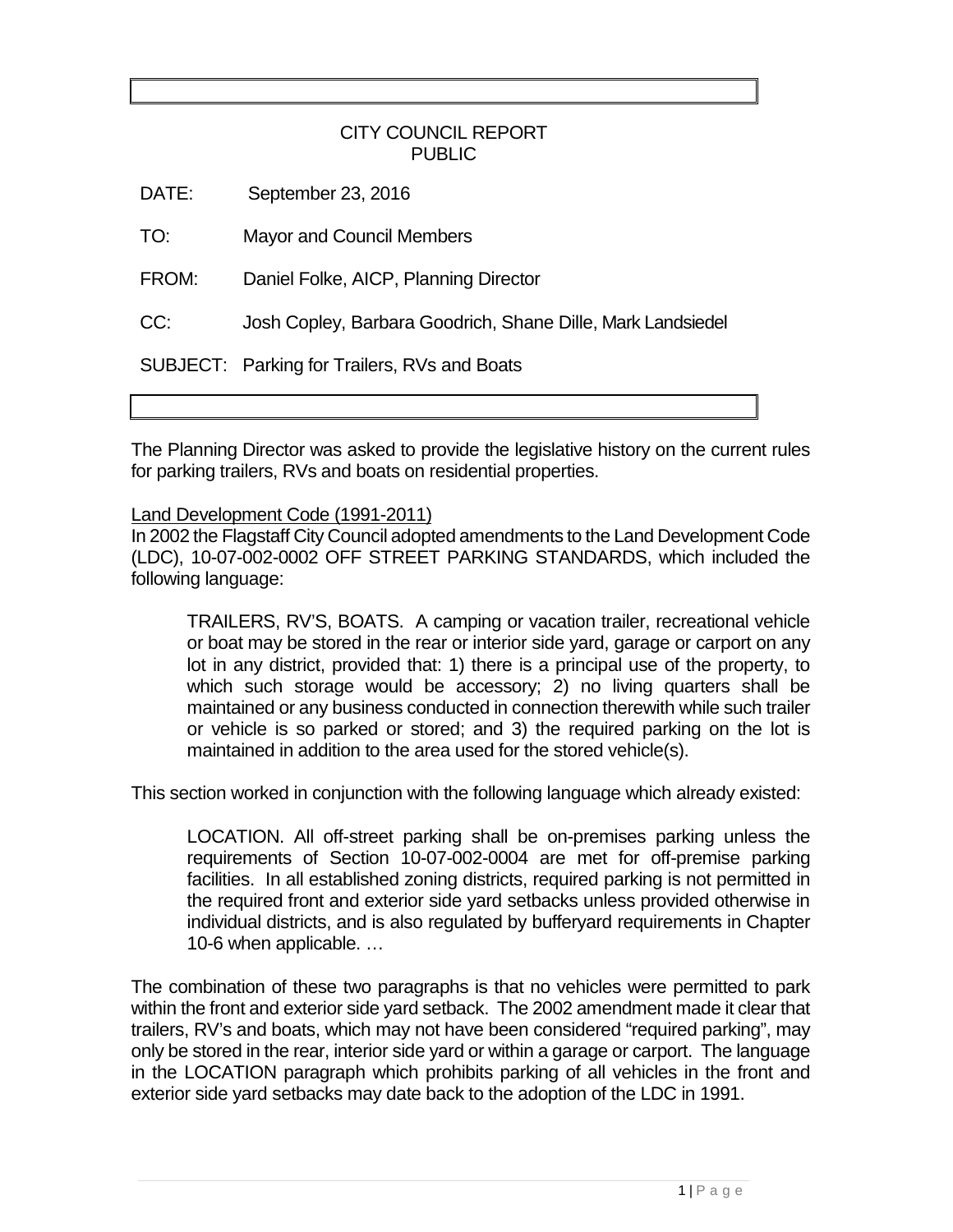CITY COUNCIL REPORT
PUBLIC

DATE: September 23, 2016

TO: Mayor and Council Members

FROM: Daniel Folke, AICP, Planning Director

CC: Josh Copley, Barbara Goodrich, Shane Dille, Mark Landsiedel

SUBJECT: Parking for Trailers, RVs and Boats

The Planning Director was asked to provide the legislative history on the current rules for parking trailers, RVs and boats on residential properties.

<u>Land Development Code (1991-2011)</u>

In 2002 the Flagstaff City Council adopted amendments to the Land Development Code (LDC), 10-07-002-0002 OFF STREET PARKING STANDARDS, which included the following language:

> TRAILERS, RV'S, BOATS. A camping or vacation trailer, recreational vehicle or boat may be stored in the rear or interior side yard, garage or carport on any lot in any district, provided that: 1) there is a principal use of the property, to which such storage would be accessory; 2) no living quarters shall be maintained or any business conducted in connection therewith while such trailer or vehicle is so parked or stored; and 3) the required parking on the lot is maintained in addition to the area used for the stored vehicle(s).

This section worked in conjunction with the following language which already existed:

> LOCATION. All off-street parking shall be on-premises parking unless the requirements of Section 10-07-002-0004 are met for off-premise parking facilities. In all established zoning districts, required parking is not permitted in the required front and exterior side yard setbacks unless provided otherwise in individual districts, and is also regulated by bufferyard requirements in Chapter 10-6 when applicable. …

The combination of these two paragraphs is that no vehicles were permitted to park within the front and exterior side yard setback. The 2002 amendment made it clear that trailers, RV's and boats, which may not have been considered "required parking", may only be stored in the rear, interior side yard or within a garage or carport. The language in the LOCATION paragraph which prohibits parking of all vehicles in the front and exterior side yard setbacks may date back to the adoption of the LDC in 1991.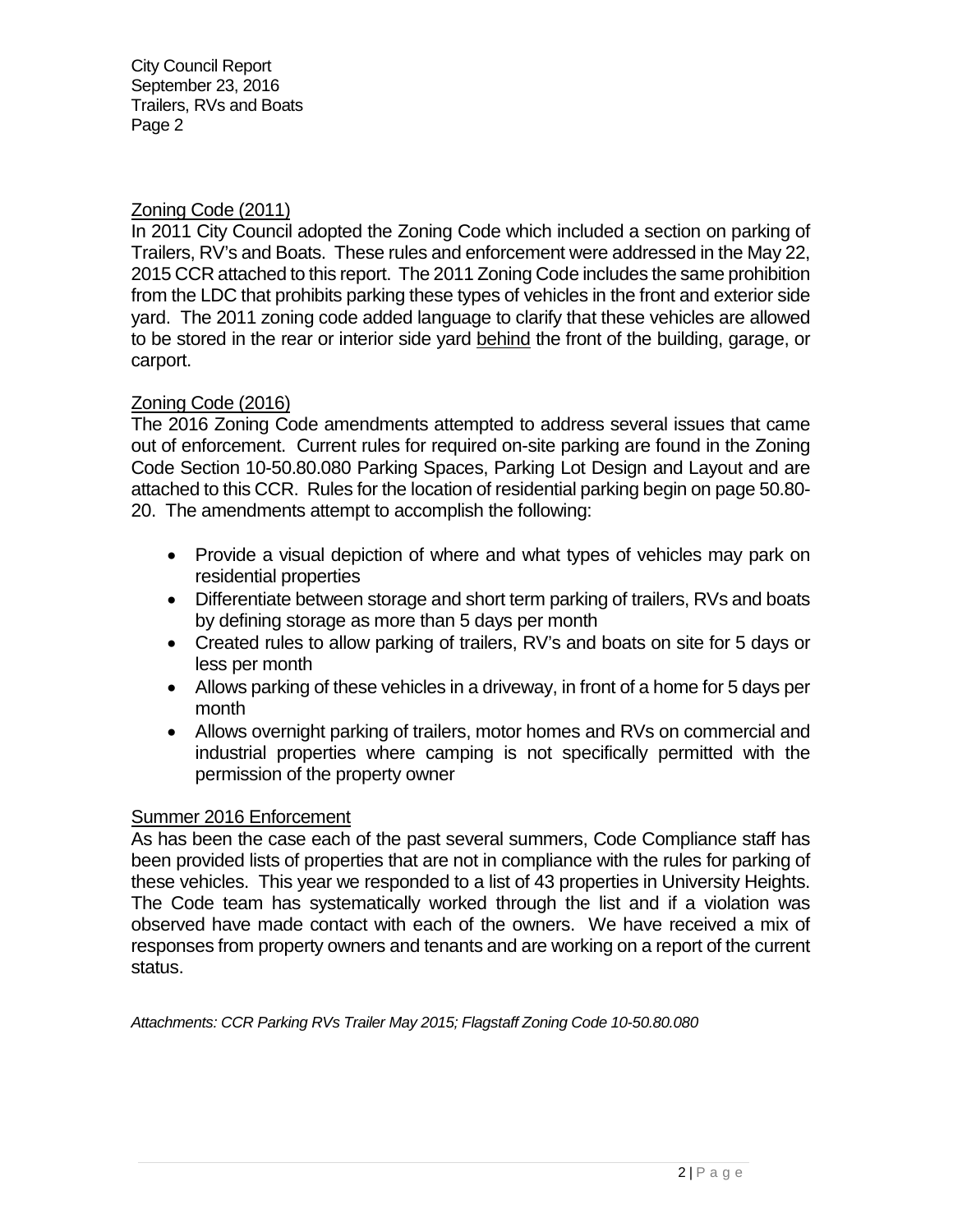## Zoning Code (2011)

In 2011 City Council adopted the Zoning Code which included a section on parking of Trailers, RV's and Boats. These rules and enforcement were addressed in the May 22, 2015 CCR attached to this report. The 2011 Zoning Code includes the same prohibition from the LDC that prohibits parking these types of vehicles in the front and exterior side yard. The 2011 zoning code added language to clarify that these vehicles are allowed to be stored in the rear or interior side yard behind the front of the building, garage, or carport.

## Zoning Code (2016)

The 2016 Zoning Code amendments attempted to address several issues that came out of enforcement. Current rules for required on-site parking are found in the Zoning Code Section 10-50.80.080 Parking Spaces, Parking Lot Design and Layout and are attached to this CCR. Rules for the location of residential parking begin on page 50.80-20. The amendments attempt to accomplish the following:

- Provide a visual depiction of where and what types of vehicles may park on residential properties
- Differentiate between storage and short term parking of trailers, RVs and boats by defining storage as more than 5 days per month
- Created rules to allow parking of trailers, RV's and boats on site for 5 days or less per month
- Allows parking of these vehicles in a driveway, in front of a home for 5 days per month
- Allows overnight parking of trailers, motor homes and RVs on commercial and industrial properties where camping is not specifically permitted with the permission of the property owner

## Summer 2016 Enforcement

As has been the case each of the past several summers, Code Compliance staff has been provided lists of properties that are not in compliance with the rules for parking of these vehicles. This year we responded to a list of 43 properties in University Heights. The Code team has systematically worked through the list and if a violation was observed have made contact with each of the owners. We have received a mix of responses from property owners and tenants and are working on a report of the current status.

*Attachments: CCR Parking RVs Trailer May 2015; Flagstaff Zoning Code 10-50.80.080*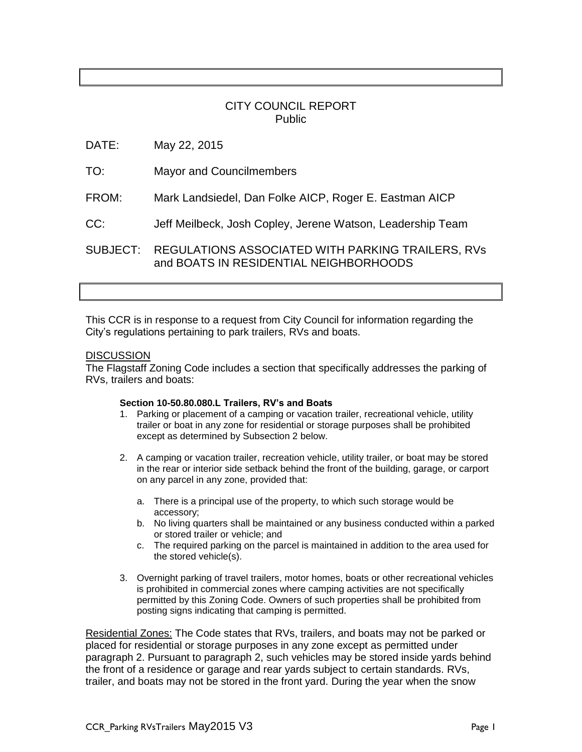CITY COUNCIL REPORT
Public

DATE: May 22, 2015

TO: Mayor and Councilmembers

FROM: Mark Landsiedel, Dan Folke AICP, Roger E. Eastman AICP

CC: Jeff Meilbeck, Josh Copley, Jerene Watson, Leadership Team

SUBJECT: REGULATIONS ASSOCIATED WITH PARKING TRAILERS, RVs and BOATS IN RESIDENTIAL NEIGHBORHOODS

This CCR is in response to a request from City Council for information regarding the City's regulations pertaining to park trailers, RVs and boats.

## DISCUSSION

The Flagstaff Zoning Code includes a section that specifically addresses the parking of RVs, trailers and boats:

**Section 10-50.80.080.L Trailers, RV's and Boats**

1. Parking or placement of a camping or vacation trailer, recreational vehicle, utility trailer or boat in any zone for residential or storage purposes shall be prohibited except as determined by Subsection 2 below.

2. A camping or vacation trailer, recreation vehicle, utility trailer, or boat may be stored in the rear or interior side setback behind the front of the building, garage, or carport on any parcel in any zone, provided that:

   a. There is a principal use of the property, to which such storage would be accessory;
   b. No living quarters shall be maintained or any business conducted within a parked or stored trailer or vehicle; and
   c. The required parking on the parcel is maintained in addition to the area used for the stored vehicle(s).

3. Overnight parking of travel trailers, motor homes, boats or other recreational vehicles is prohibited in commercial zones where camping activities are not specifically permitted by this Zoning Code. Owners of such properties shall be prohibited from posting signs indicating that camping is permitted.

Residential Zones: The Code states that RVs, trailers, and boats may not be parked or placed for residential or storage purposes in any zone except as permitted under paragraph 2. Pursuant to paragraph 2, such vehicles may be stored inside yards behind the front of a residence or garage and rear yards subject to certain standards. RVs, trailer, and boats may not be stored in the front yard. During the year when the snow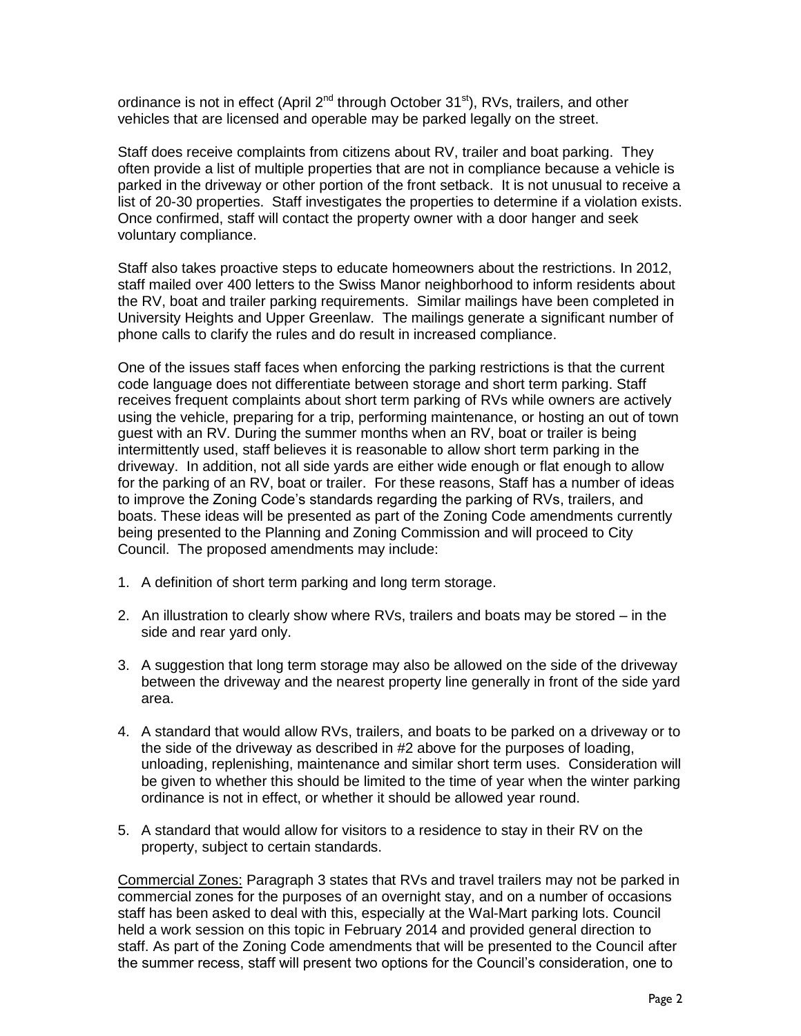ordinance is not in effect (April 2nd through October 31st), RVs, trailers, and other vehicles that are licensed and operable may be parked legally on the street.

Staff does receive complaints from citizens about RV, trailer and boat parking. They often provide a list of multiple properties that are not in compliance because a vehicle is parked in the driveway or other portion of the front setback. It is not unusual to receive a list of 20-30 properties. Staff investigates the properties to determine if a violation exists. Once confirmed, staff will contact the property owner with a door hanger and seek voluntary compliance.

Staff also takes proactive steps to educate homeowners about the restrictions. In 2012, staff mailed over 400 letters to the Swiss Manor neighborhood to inform residents about the RV, boat and trailer parking requirements. Similar mailings have been completed in University Heights and Upper Greenlaw. The mailings generate a significant number of phone calls to clarify the rules and do result in increased compliance.

One of the issues staff faces when enforcing the parking restrictions is that the current code language does not differentiate between storage and short term parking. Staff receives frequent complaints about short term parking of RVs while owners are actively using the vehicle, preparing for a trip, performing maintenance, or hosting an out of town guest with an RV. During the summer months when an RV, boat or trailer is being intermittently used, staff believes it is reasonable to allow short term parking in the driveway. In addition, not all side yards are either wide enough or flat enough to allow for the parking of an RV, boat or trailer. For these reasons, Staff has a number of ideas to improve the Zoning Code's standards regarding the parking of RVs, trailers, and boats. These ideas will be presented as part of the Zoning Code amendments currently being presented to the Planning and Zoning Commission and will proceed to City Council. The proposed amendments may include:

1. A definition of short term parking and long term storage.
2. An illustration to clearly show where RVs, trailers and boats may be stored – in the side and rear yard only.
3. A suggestion that long term storage may also be allowed on the side of the driveway between the driveway and the nearest property line generally in front of the side yard area.
4. A standard that would allow RVs, trailers, and boats to be parked on a driveway or to the side of the driveway as described in #2 above for the purposes of loading, unloading, replenishing, maintenance and similar short term uses. Consideration will be given to whether this should be limited to the time of year when the winter parking ordinance is not in effect, or whether it should be allowed year round.
5. A standard that would allow for visitors to a residence to stay in their RV on the property, subject to certain standards.

<u>Commercial Zones:</u> Paragraph 3 states that RVs and travel trailers may not be parked in commercial zones for the purposes of an overnight stay, and on a number of occasions staff has been asked to deal with this, especially at the Wal-Mart parking lots. Council held a work session on this topic in February 2014 and provided general direction to staff. As part of the Zoning Code amendments that will be presented to the Council after the summer recess, staff will present two options for the Council's consideration, one to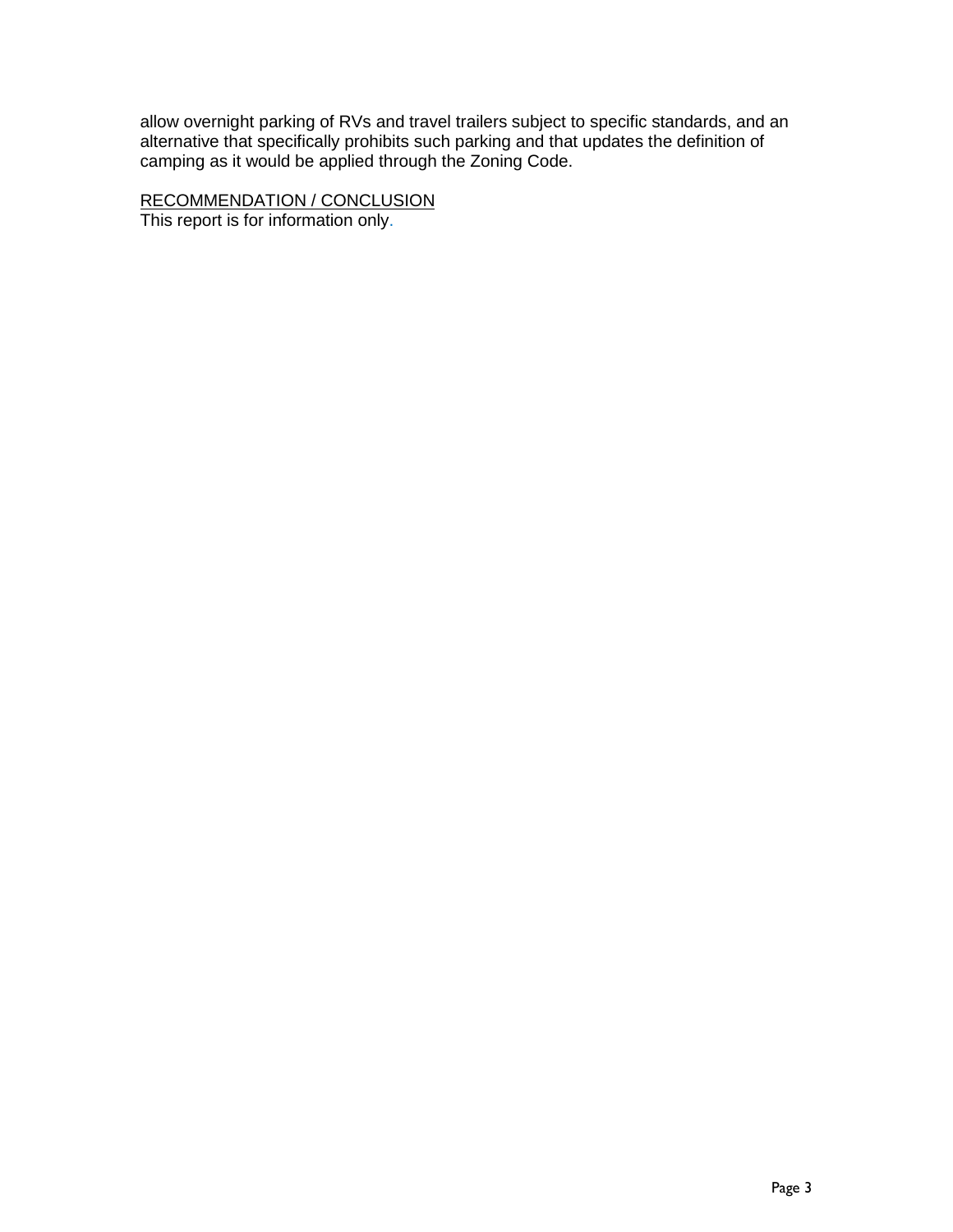allow overnight parking of RVs and travel trailers subject to specific standards, and an alternative that specifically prohibits such parking and that updates the definition of camping as it would be applied through the Zoning Code.

RECOMMENDATION / CONCLUSION

This report is for information only.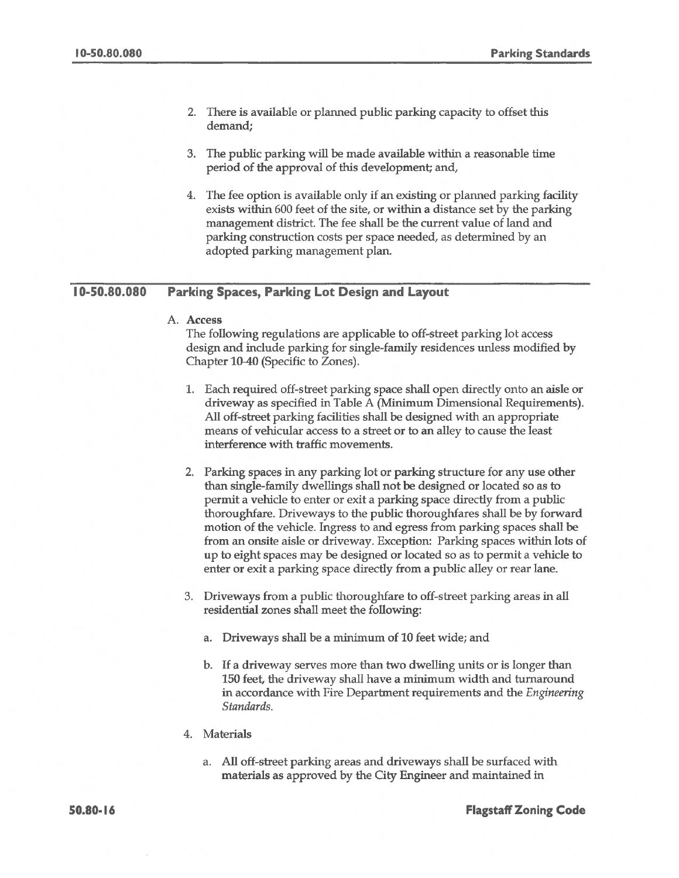2. There is available or planned public parking capacity to offset this demand;

3. The public parking will be made available within a reasonable time period of the approval of this development; and,

4. The fee option is available only if an existing or planned parking facility exists within 600 feet of the site, or within a distance set by the parking management district. The fee shall be the current value of land and parking construction costs per space needed, as determined by an adopted parking management plan.

## 10-50.80.080 Parking Spaces, Parking Lot Design and Layout

A. **Access**

The following regulations are applicable to off-street parking lot access design and include parking for single-family residences unless modified by Chapter 10-40 (Specific to Zones).

1. Each required off-street parking space shall open directly onto an aisle or driveway as specified in Table A (Minimum Dimensional Requirements). All off-street parking facilities shall be designed with an appropriate means of vehicular access to a street or to an alley to cause the least interference with traffic movements.

2. Parking spaces in any parking lot or parking structure for any use other than single-family dwellings shall not be designed or located so as to permit a vehicle to enter or exit a parking space directly from a public thoroughfare. Driveways to the public thoroughfares shall be by forward motion of the vehicle. Ingress to and egress from parking spaces shall be from an onsite aisle or driveway. Exception: Parking spaces within lots of up to eight spaces may be designed or located so as to permit a vehicle to enter or exit a parking space directly from a public alley or rear lane.

3. Driveways from a public thoroughfare to off-street parking areas in all residential zones shall meet the following:

   a. Driveways shall be a minimum of 10 feet wide; and

   b. If a driveway serves more than two dwelling units or is longer than 150 feet, the driveway shall have a minimum width and turnaround in accordance with Fire Department requirements and the *Engineering Standards*.

4. Materials

   a. All off-street parking areas and driveways shall be surfaced with materials as approved by the City Engineer and maintained in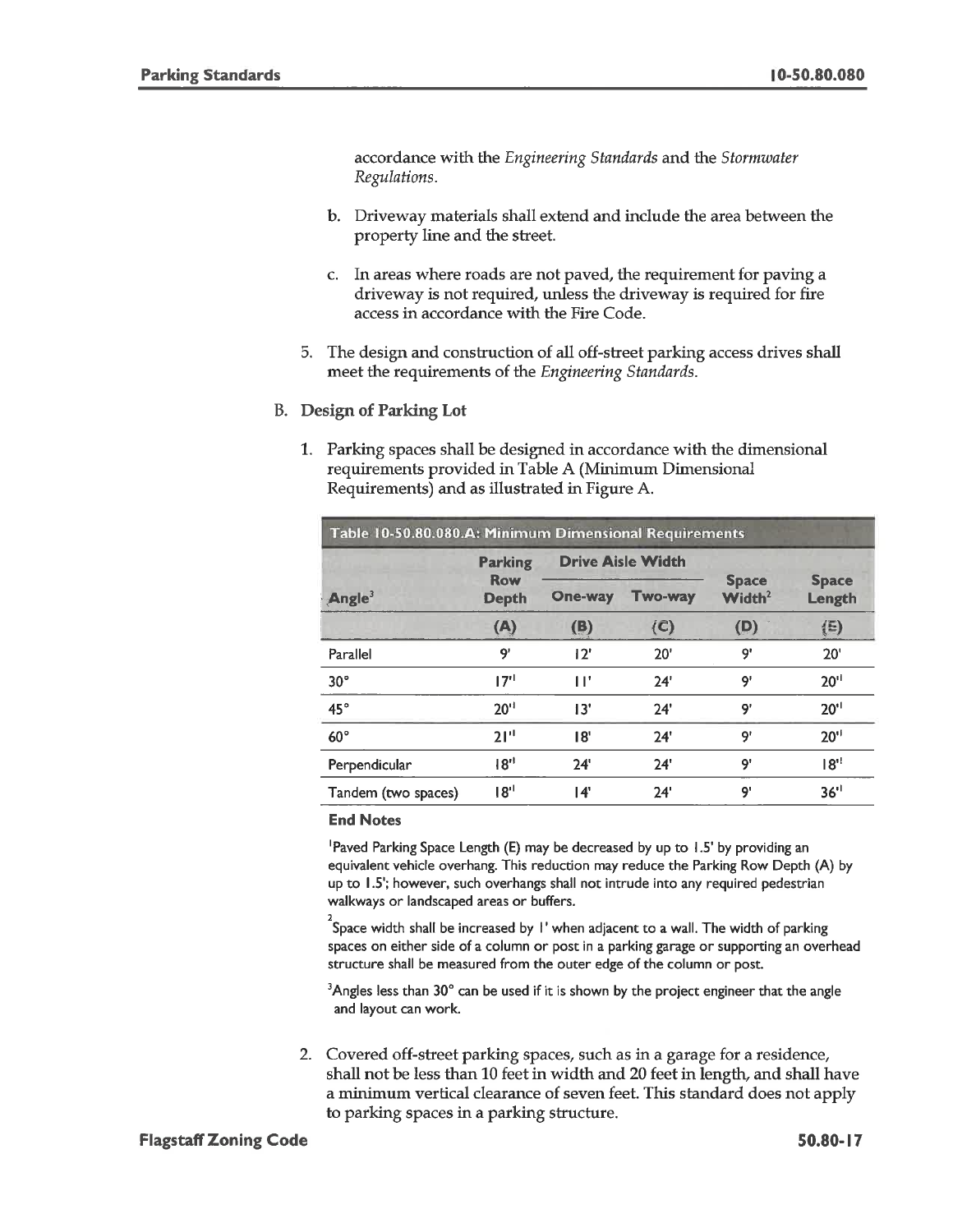accordance with the *Engineering Standards* and the *Stormwater Regulations*.

b. Driveway materials shall extend and include the area between the property line and the street.

c. In areas where roads are not paved, the requirement for paving a driveway is not required, unless the driveway is required for fire access in accordance with the Fire Code.

5. The design and construction of all off-street parking access drives shall meet the requirements of the *Engineering Standards*.

B. **Design of Parking Lot**

1. Parking spaces shall be designed in accordance with the dimensional requirements provided in Table A (Minimum Dimensional Requirements) and as illustrated in Figure A.

**Table 10-50.80.080.A: Minimum Dimensional Requirements**

| Angle[3] | Parking Row Depth | Drive Aisle Width | | Space Width[2] | Space Length |
|---|---|---|---|---|---|
| | | One-way | Two-way | | |
| | (A) | (B) | (C) | (D) | (E) |
| Parallel | 9' | 12' | 20' | 9' | 20' |
| 30° | 17'[1] | 11' | 24' | 9' | 20'[1] |
| 45° | 20'[1] | 13' | 24' | 9' | 20'[1] |
| 60° | 21'[1] | 18' | 24' | 9' | 20'[1] |
| Perpendicular | 18'[1] | 24' | 24' | 9' | 18'[1] |
| Tandem (two spaces) | 18'[1] | 14' | 24' | 9' | 36'[1] |

**End Notes**

[1]Paved Parking Space Length (E) may be decreased by up to 1.5' by providing an equivalent vehicle overhang. This reduction may reduce the Parking Row Depth (A) by up to 1.5'; however, such overhangs shall not intrude into any required pedestrian walkways or landscaped areas or buffers.

[2]Space width shall be increased by 1' when adjacent to a wall. The width of parking spaces on either side of a column or post in a parking garage or supporting an overhead structure shall be measured from the outer edge of the column or post.

[3]Angles less than 30° can be used if it is shown by the project engineer that the angle and layout can work.

2. Covered off-street parking spaces, such as in a garage for a residence, shall not be less than 10 feet in width and 20 feet in length, and shall have a minimum vertical clearance of seven feet. This standard does not apply to parking spaces in a parking structure.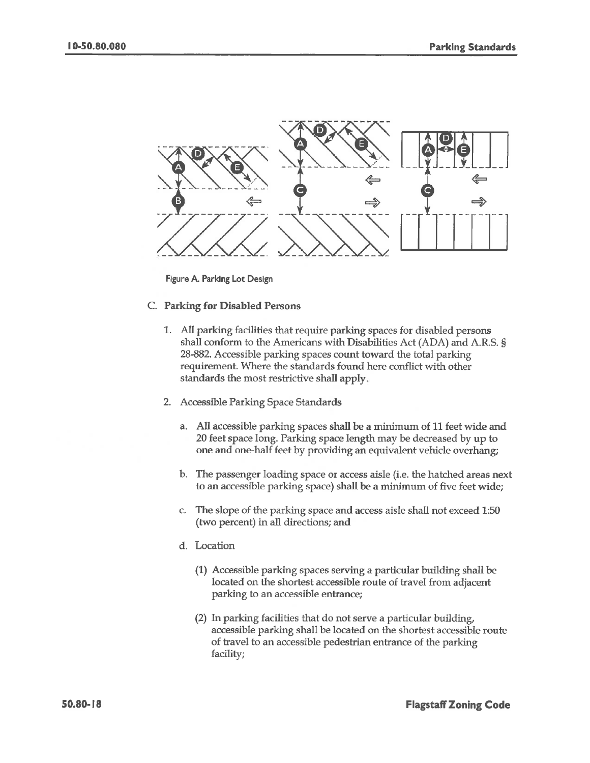Figure A. Parking Lot Design

C. **Parking for Disabled Persons**

1. All parking facilities that require parking spaces for disabled persons shall conform to the Americans with Disabilities Act (ADA) and A.R.S. § 28-882. Accessible parking spaces count toward the total parking requirement. Where the standards found here conflict with other standards the most restrictive shall apply.

2. Accessible Parking Space Standards

   a. All accessible parking spaces shall be a minimum of 11 feet wide and 20 feet space long. Parking space length may be decreased by up to one and one-half feet by providing an equivalent vehicle overhang;

   b. The passenger loading space or access aisle (i.e. the hatched areas next to an accessible parking space) shall be a minimum of five feet wide;

   c. The slope of the parking space and access aisle shall not exceed 1:50 (two percent) in all directions; and

   d. Location

      (1) Accessible parking spaces serving a particular building shall be located on the shortest accessible route of travel from adjacent parking to an accessible entrance;

      (2) In parking facilities that do not serve a particular building, accessible parking shall be located on the shortest accessible route of travel to an accessible pedestrian entrance of the parking facility;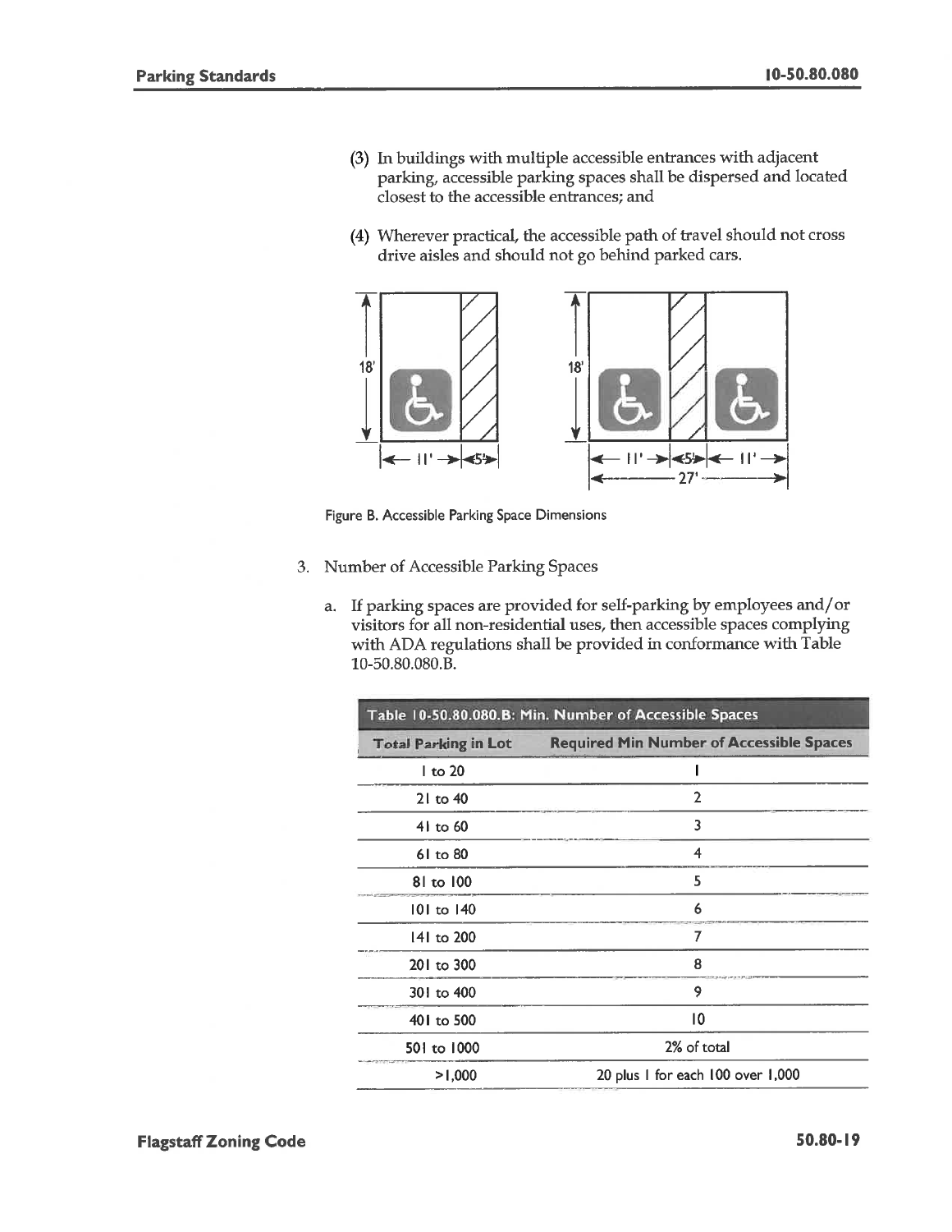(3) In buildings with multiple accessible entrances with adjacent parking, accessible parking spaces shall be dispersed and located closest to the accessible entrances; and

(4) Wherever practical, the accessible path of travel should not cross drive aisles and should not go behind parked cars.

Figure B. Accessible Parking Space Dimensions

3. Number of Accessible Parking Spaces

   a. If parking spaces are provided for self-parking by employees and/or visitors for all non-residential uses, then accessible spaces complying with ADA regulations shall be provided in conformance with Table 10-50.80.080.B.

**Table 10-50.80.080.B: Min. Number of Accessible Spaces**

| Total Parking in Lot | Required Min Number of Accessible Spaces |
|---|---|
| 1 to 20 | 1 |
| 21 to 40 | 2 |
| 41 to 60 | 3 |
| 61 to 80 | 4 |
| 81 to 100 | 5 |
| 101 to 140 | 6 |
| 141 to 200 | 7 |
| 201 to 300 | 8 |
| 301 to 400 | 9 |
| 401 to 500 | 10 |
| 501 to 1000 | 2% of total |
| >1,000 | 20 plus 1 for each 100 over 1,000 |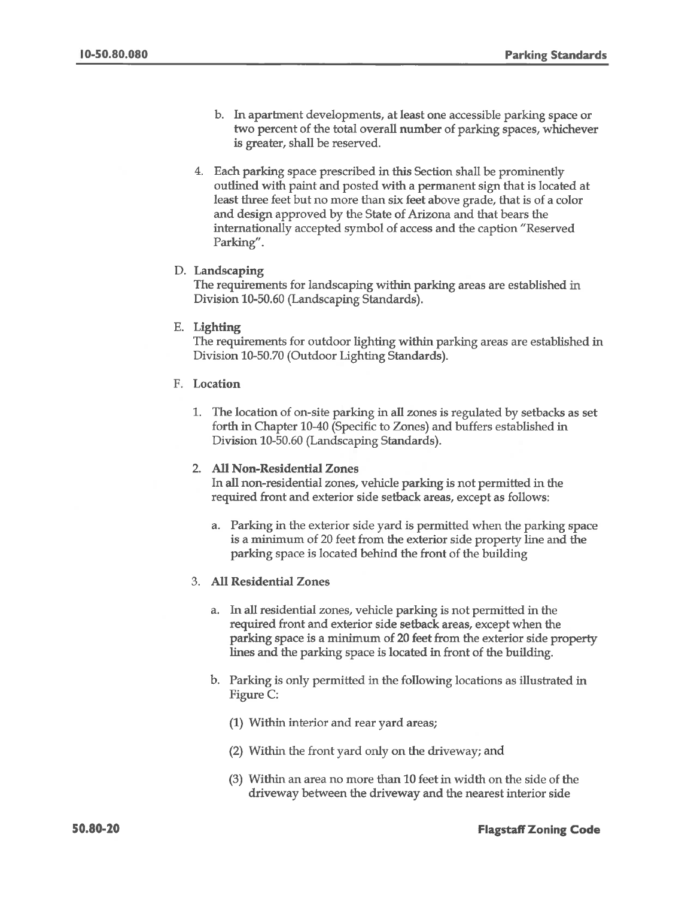b. In apartment developments, at least one accessible parking space or two percent of the total overall number of parking spaces, whichever is greater, shall be reserved.

4. Each parking space prescribed in this Section shall be prominently outlined with paint and posted with a permanent sign that is located at least three feet but no more than six feet above grade, that is of a color and design approved by the State of Arizona and that bears the internationally accepted symbol of access and the caption "Reserved Parking".

D. **Landscaping**

The requirements for landscaping within parking areas are established in Division 10-50.60 (Landscaping Standards).

E. **Lighting**

The requirements for outdoor lighting within parking areas are established in Division 10-50.70 (Outdoor Lighting Standards).

F. **Location**

1. The location of on-site parking in all zones is regulated by setbacks as set forth in Chapter 10-40 (Specific to Zones) and buffers established in Division 10-50.60 (Landscaping Standards).

2. **All Non-Residential Zones**

   In all non-residential zones, vehicle parking is not permitted in the required front and exterior side setback areas, except as follows:

   a. Parking in the exterior side yard is permitted when the parking space is a minimum of 20 feet from the exterior side property line and the parking space is located behind the front of the building

3. **All Residential Zones**

   a. In all residential zones, vehicle parking is not permitted in the required front and exterior side setback areas, except when the parking space is a minimum of 20 feet from the exterior side property lines and the parking space is located in front of the building.

   b. Parking is only permitted in the following locations as illustrated in Figure C:

      (1) Within interior and rear yard areas;

      (2) Within the front yard only on the driveway; and

      (3) Within an area no more than 10 feet in width on the side of the driveway between the driveway and the nearest interior side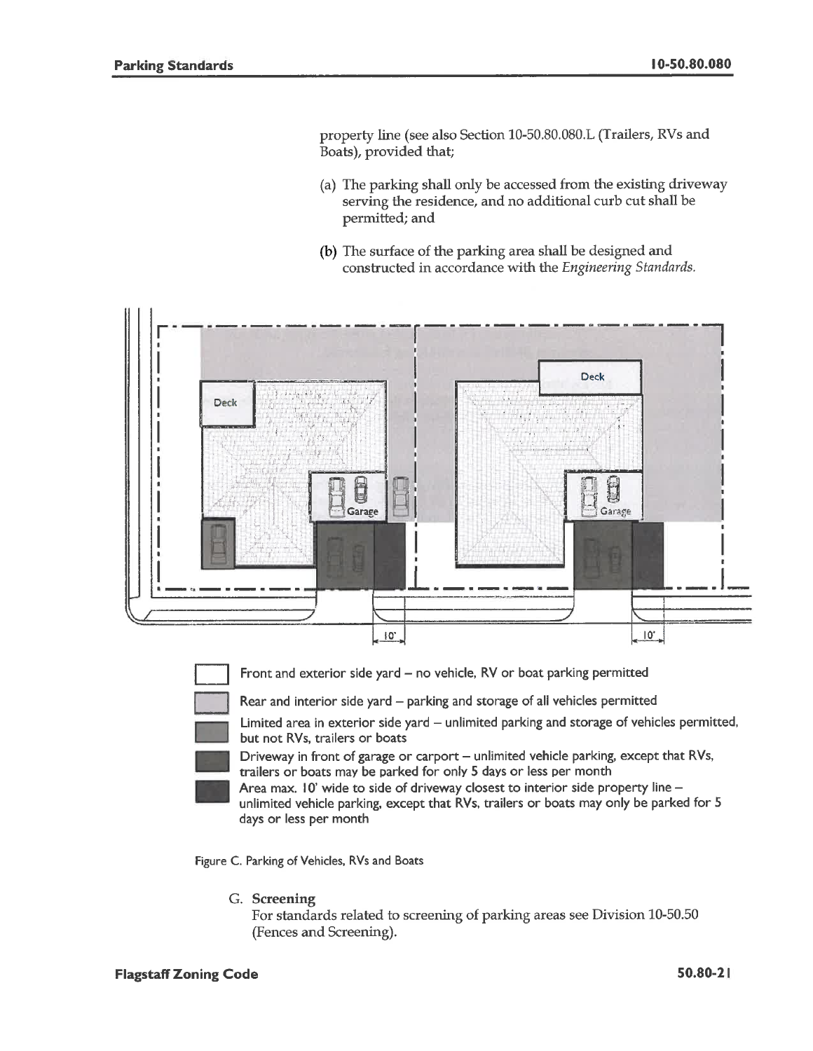property line (see also Section 10-50.80.080.L (Trailers, RVs and Boats), provided that;

(a) The parking shall only be accessed from the existing driveway serving the residence, and no additional curb cut shall be permitted; and

(b) The surface of the parking area shall be designed and constructed in accordance with the *Engineering Standards.*

- Front and exterior side yard – no vehicle, RV or boat parking permitted
- Rear and interior side yard – parking and storage of all vehicles permitted
- Limited area in exterior side yard – unlimited parking and storage of vehicles permitted, but not RVs, trailers or boats
- Driveway in front of garage or carport – unlimited vehicle parking, except that RVs, trailers or boats may be parked for only 5 days or less per month
- Area max. 10' wide to side of driveway closest to interior side property line – unlimited vehicle parking, except that RVs, trailers or boats may only be parked for 5 days or less per month

Figure C. Parking of Vehicles, RVs and Boats

G. **Screening**
For standards related to screening of parking areas see Division 10-50.50 (Fences and Screening).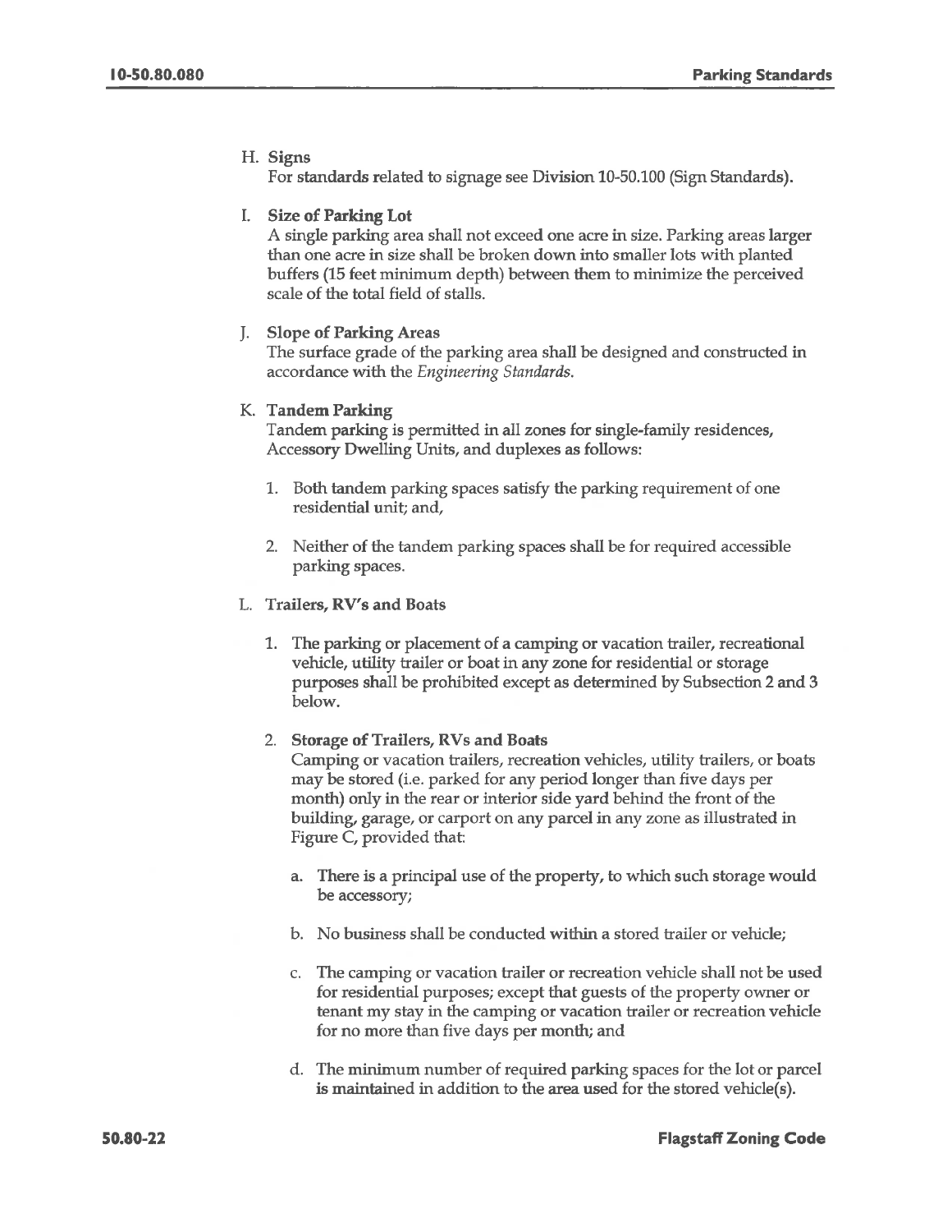H. **Signs**

For standards related to signage see Division 10-50.100 (Sign Standards).

I. **Size of Parking Lot**

A single parking area shall not exceed one acre in size. Parking areas larger than one acre in size shall be broken down into smaller lots with planted buffers (15 feet minimum depth) between them to minimize the perceived scale of the total field of stalls.

J. **Slope of Parking Areas**

The surface grade of the parking area shall be designed and constructed in accordance with the *Engineering Standards*.

K. **Tandem Parking**

Tandem parking is permitted in all zones for single-family residences, Accessory Dwelling Units, and duplexes as follows:

1. Both tandem parking spaces satisfy the parking requirement of one residential unit; and,

2. Neither of the tandem parking spaces shall be for required accessible parking spaces.

L. **Trailers, RV's and Boats**

1. The parking or placement of a camping or vacation trailer, recreational vehicle, utility trailer or boat in any zone for residential or storage purposes shall be prohibited except as determined by Subsection 2 and 3 below.

2. **Storage of Trailers, RVs and Boats**

   Camping or vacation trailers, recreation vehicles, utility trailers, or boats may be stored (i.e. parked for any period longer than five days per month) only in the rear or interior side yard behind the front of the building, garage, or carport on any parcel in any zone as illustrated in Figure C, provided that:

   a. There is a principal use of the property, to which such storage would be accessory;

   b. No business shall be conducted within a stored trailer or vehicle;

   c. The camping or vacation trailer or recreation vehicle shall not be used for residential purposes; except that guests of the property owner or tenant my stay in the camping or vacation trailer or recreation vehicle for no more than five days per month; and

   d. The minimum number of required parking spaces for the lot or parcel is maintained in addition to the area used for the stored vehicle(s).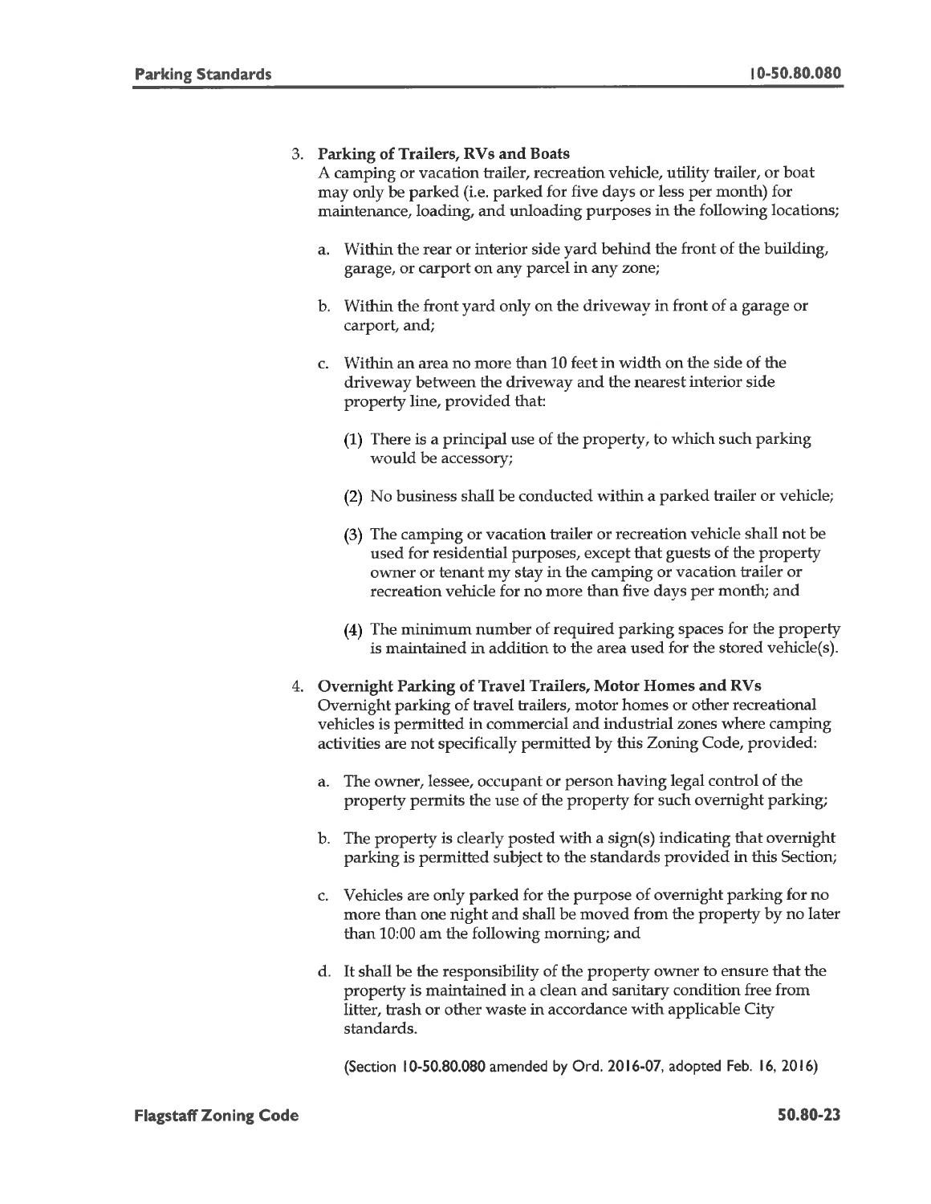3. **Parking of Trailers, RVs and Boats**
   A camping or vacation trailer, recreation vehicle, utility trailer, or boat may only be parked (i.e. parked for five days or less per month) for maintenance, loading, and unloading purposes in the following locations;

   a. Within the rear or interior side yard behind the front of the building, garage, or carport on any parcel in any zone;

   b. Within the front yard only on the driveway in front of a garage or carport, and;

   c. Within an area no more than 10 feet in width on the side of the driveway between the driveway and the nearest interior side property line, provided that:

      (1) There is a principal use of the property, to which such parking would be accessory;

      (2) No business shall be conducted within a parked trailer or vehicle;

      (3) The camping or vacation trailer or recreation vehicle shall not be used for residential purposes, except that guests of the property owner or tenant my stay in the camping or vacation trailer or recreation vehicle for no more than five days per month; and

      (4) The minimum number of required parking spaces for the property is maintained in addition to the area used for the stored vehicle(s).

4. **Overnight Parking of Travel Trailers, Motor Homes and RVs**
   Overnight parking of travel trailers, motor homes or other recreational vehicles is permitted in commercial and industrial zones where camping activities are not specifically permitted by this Zoning Code, provided:

   a. The owner, lessee, occupant or person having legal control of the property permits the use of the property for such overnight parking;

   b. The property is clearly posted with a sign(s) indicating that overnight parking is permitted subject to the standards provided in this Section;

   c. Vehicles are only parked for the purpose of overnight parking for no more than one night and shall be moved from the property by no later than 10:00 am the following morning; and

   d. It shall be the responsibility of the property owner to ensure that the property is maintained in a clean and sanitary condition free from litter, trash or other waste in accordance with applicable City standards.

   (Section 10-50.80.080 amended by Ord. 2016-07, adopted Feb. 16, 2016)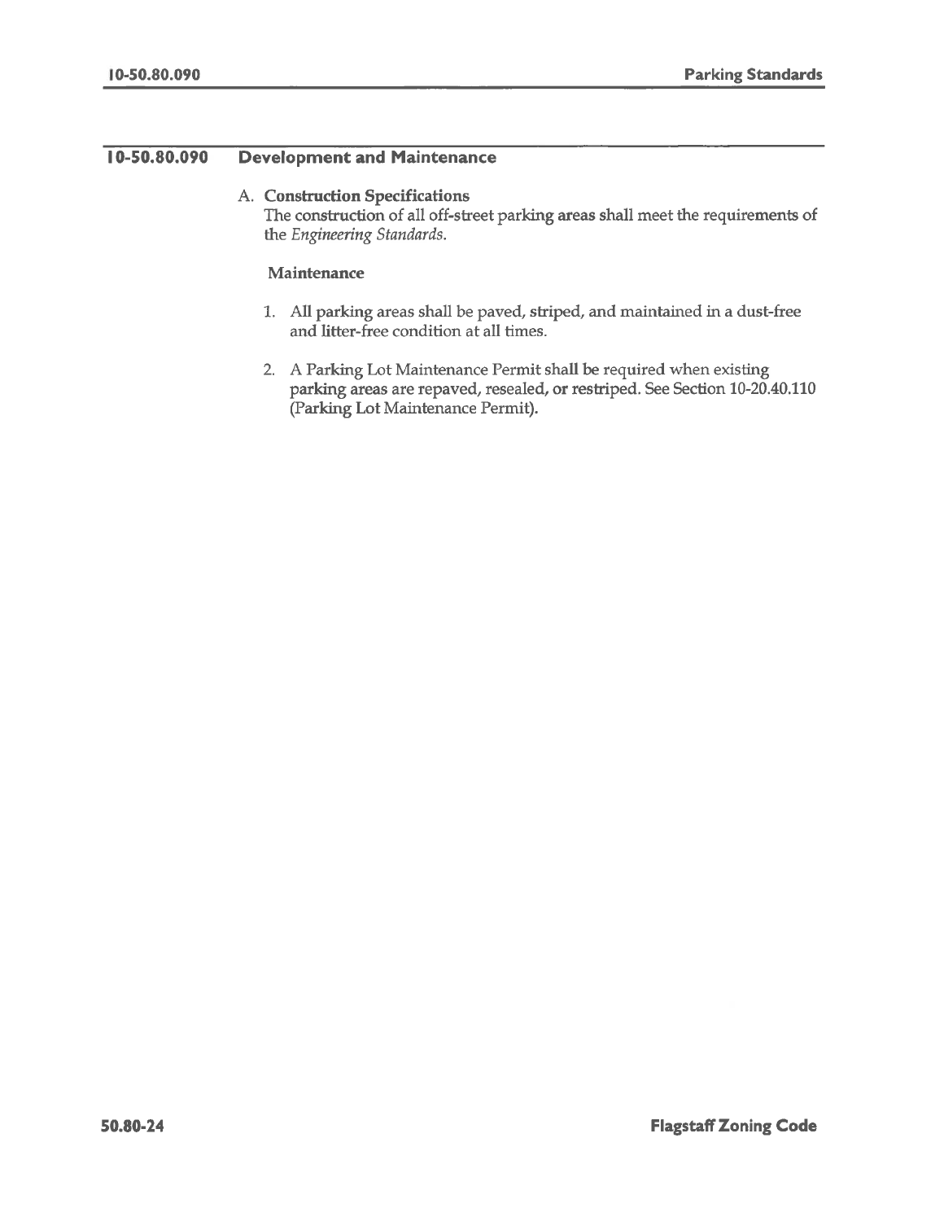## 10-50.80.090 Development and Maintenance

A. **Construction Specifications**

The construction of all off-street parking areas shall meet the requirements of the *Engineering Standards*.

**Maintenance**

1. All parking areas shall be paved, striped, and maintained in a dust-free and litter-free condition at all times.

2. A Parking Lot Maintenance Permit shall be required when existing parking areas are repaved, resealed, or restriped. See Section 10-20.40.110 (Parking Lot Maintenance Permit).